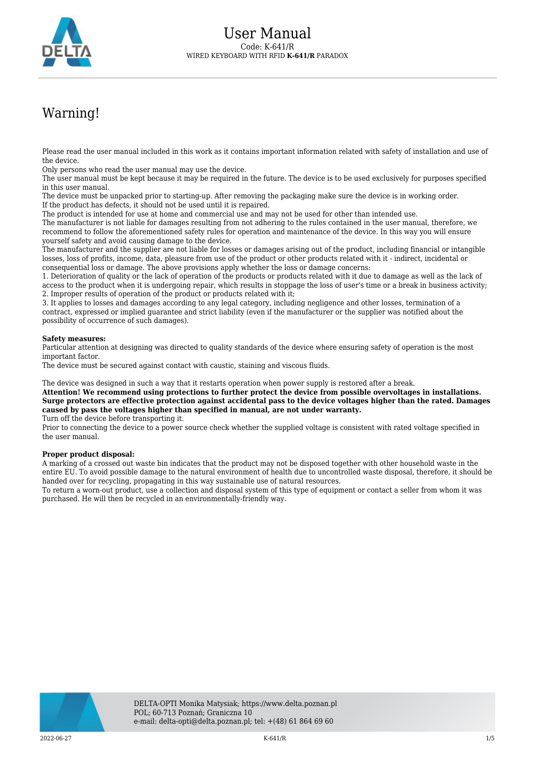# User Manual

Code: K-641/R

WIRED KEYBOARD WITH RFID **K-641/R** PARADOX

## Warning!

Please read the user manual included in this work as it contains important information related with safety of installation and use of the device.
Only persons who read the user manual may use the device.
The user manual must be kept because it may be required in the future. The device is to be used exclusively for purposes specified in this user manual.
The device must be unpacked prior to starting-up. After removing the packaging make sure the device is in working order.
If the product has defects, it should not be used until it is repaired.
The product is intended for use at home and commercial use and may not be used for other than intended use.
The manufacturer is not liable for damages resulting from not adhering to the rules contained in the user manual, therefore, we recommend to follow the aforementioned safety rules for operation and maintenance of the device. In this way you will ensure yourself safety and avoid causing damage to the device.
The manufacturer and the supplier are not liable for losses or damages arising out of the product, including financial or intangible losses, loss of profits, income, data, pleasure from use of the product or other products related with it - indirect, incidental or consequential loss or damage. The above provisions apply whether the loss or damage concerns:
1. Deterioration of quality or the lack of operation of the products or products related with it due to damage as well as the lack of access to the product when it is undergoing repair, which results in stoppage the loss of user's time or a break in business activity;
2. Improper results of operation of the product or products related with it;
3. It applies to losses and damages according to any legal category, including negligence and other losses, termination of a contract, expressed or implied guarantee and strict liability (even if the manufacturer or the supplier was notified about the possibility of occurrence of such damages).

**Safety measures:**
Particular attention at designing was directed to quality standards of the device where ensuring safety of operation is the most important factor.
The device must be secured against contact with caustic, staining and viscous fluids.

The device was designed in such a way that it restarts operation when power supply is restored after a break.
**Attention! We recommend using protections to further protect the device from possible overvoltages in installations. Surge protectors are effective protection against accidental pass to the device voltages higher than the rated. Damages caused by pass the voltages higher than specified in manual, are not under warranty.**
Turn off the device before transporting it.
Prior to connecting the device to a power source check whether the supplied voltage is consistent with rated voltage specified in the user manual.

**Proper product disposal:**
A marking of a crossed out waste bin indicates that the product may not be disposed together with other household waste in the entire EU. To avoid possible damage to the natural environment of health due to uncontrolled waste disposal, therefore, it should be handed over for recycling, propagating in this way sustainable use of natural resources.
To return a worn-out product, use a collection and disposal system of this type of equipment or contact a seller from whom it was purchased. He will then be recycled in an environmentally-friendly way.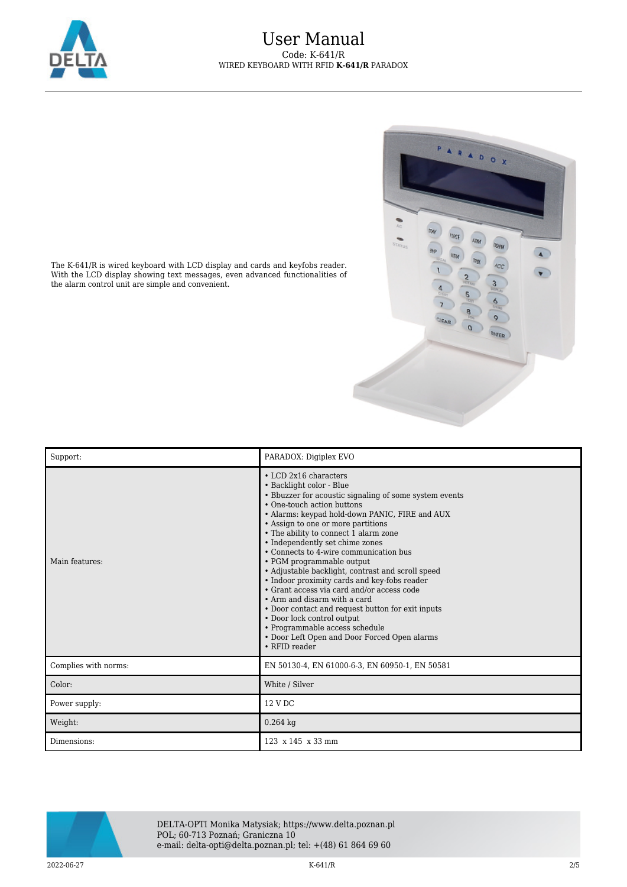The K-641/R is wired keyboard with LCD display and cards and keyfobs reader. With the LCD display showing text messages, even advanced functionalities of the alarm control unit are simple and convenient.

| Support: | PARADOX: Digiplex EVO |
| --- | --- |
| Main features: | • LCD 2x16 characters<br>• Backlight color - Blue<br>• Bbuzzer for acoustic signaling of some system events<br>• One-touch action buttons<br>• Alarms: keypad hold-down PANIC, FIRE and AUX<br>• Assign to one or more partitions<br>• The ability to connect 1 alarm zone<br>• Independently set chime zones<br>• Connects to 4-wire communication bus<br>• PGM programmable output<br>• Adjustable backlight, contrast and scroll speed<br>• Indoor proximity cards and key-fobs reader<br>• Grant access via card and/or access code<br>• Arm and disarm with a card<br>• Door contact and request button for exit inputs<br>• Door lock control output<br>• Programmable access schedule<br>• Door Left Open and Door Forced Open alarms<br>• RFID reader |
| Complies with norms: | EN 50130-4, EN 61000-6-3, EN 60950-1, EN 50581 |
| Color: | White / Silver |
| Power supply: | 12 V DC |
| Weight: | 0.264 kg |
| Dimensions: | 123 x 145 x 33 mm |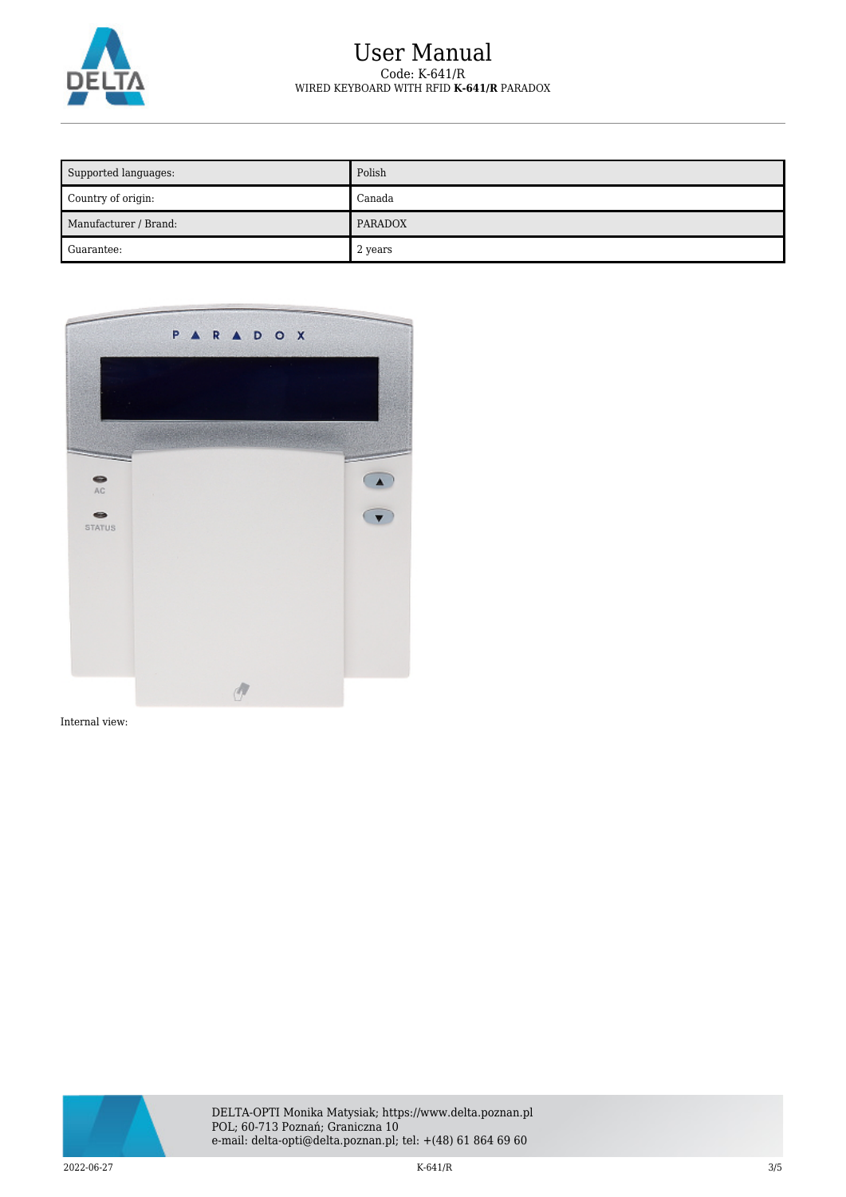| Supported languages: | Polish |
| --- | --- |
| Country of origin: | Canada |
| Manufacturer / Brand: | PARADOX |
| Guarantee: | 2 years |

Internal view: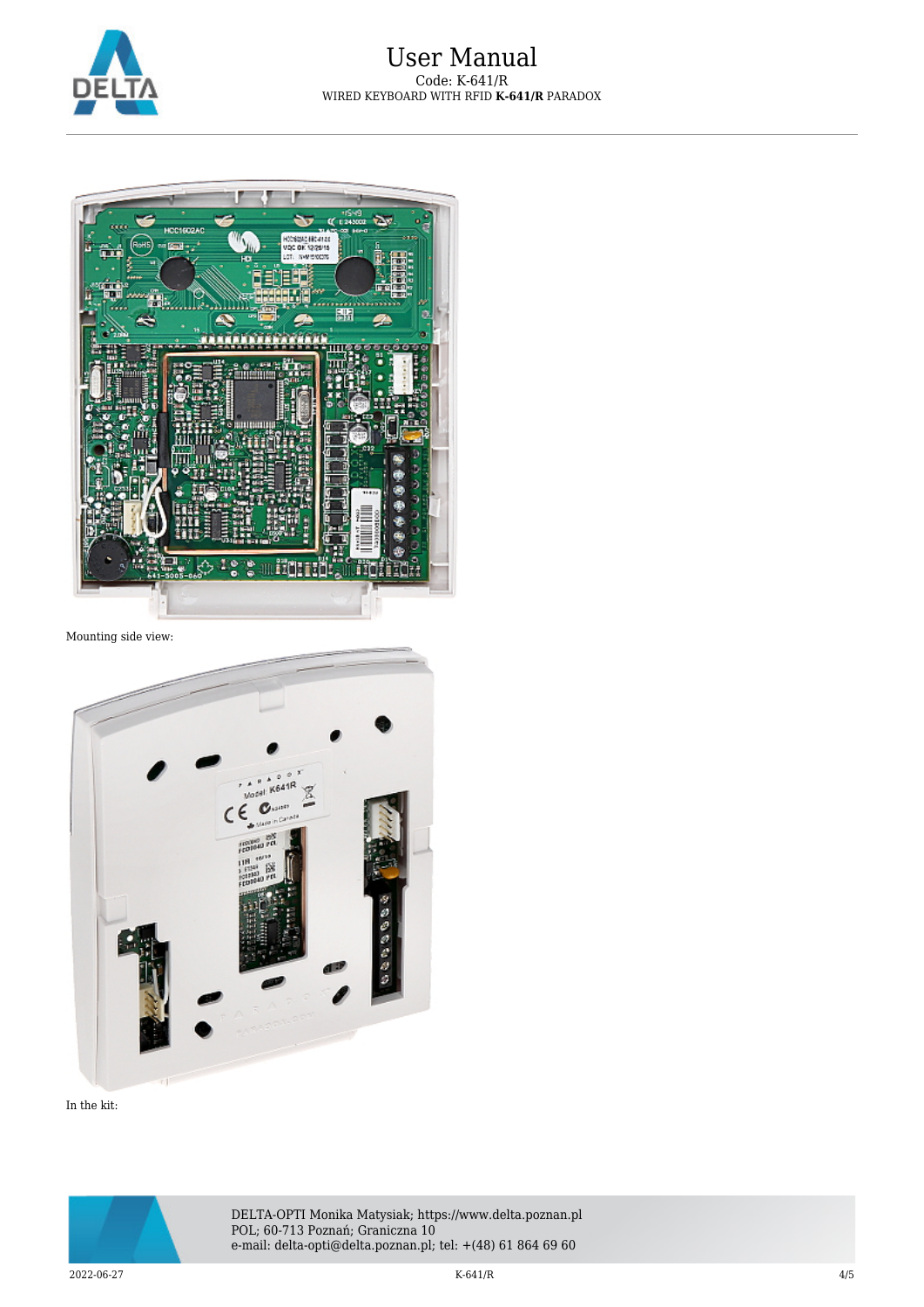Mounting side view:

In the kit: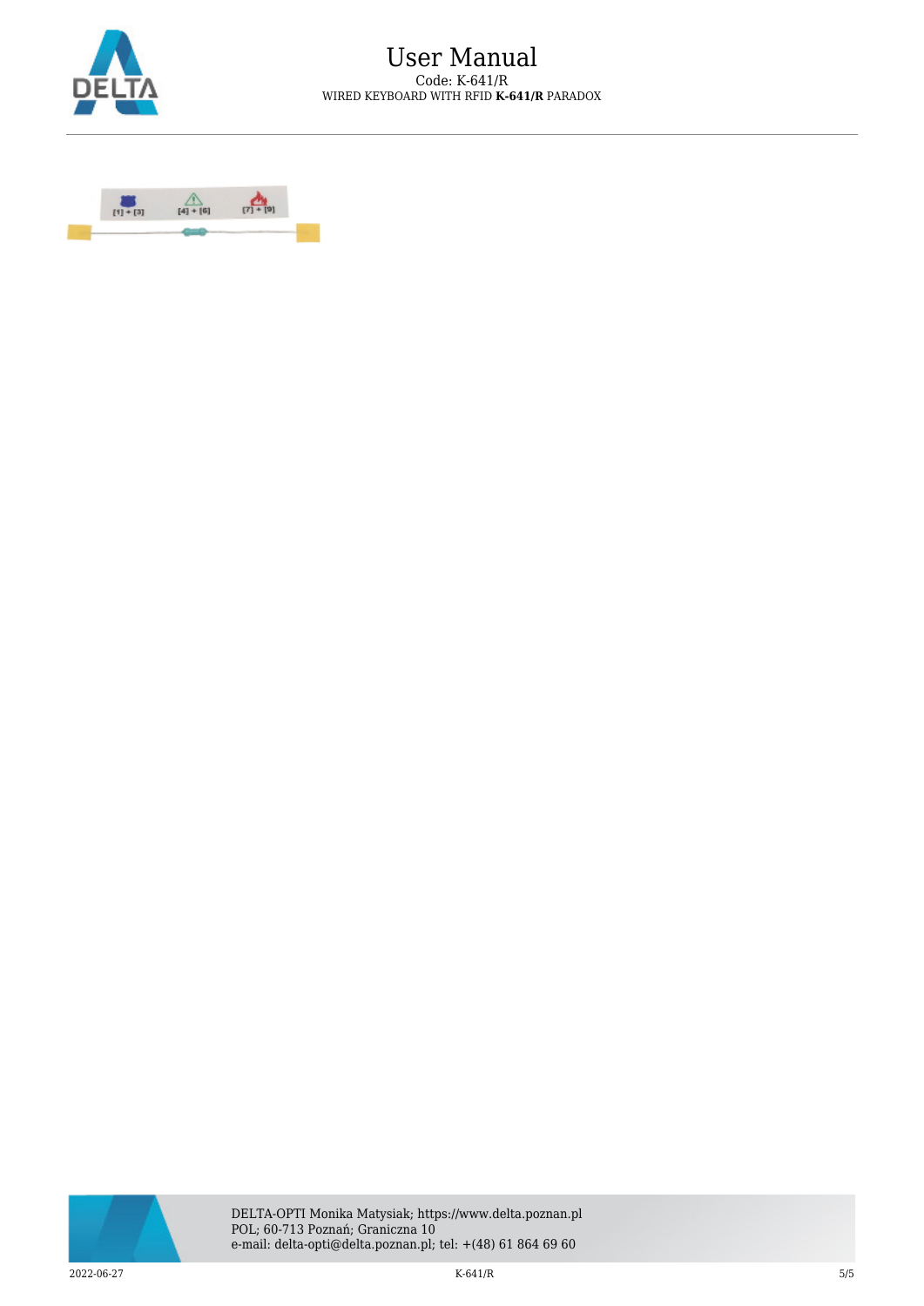[1] + [3]    [4] + [6]    [7] + [9]